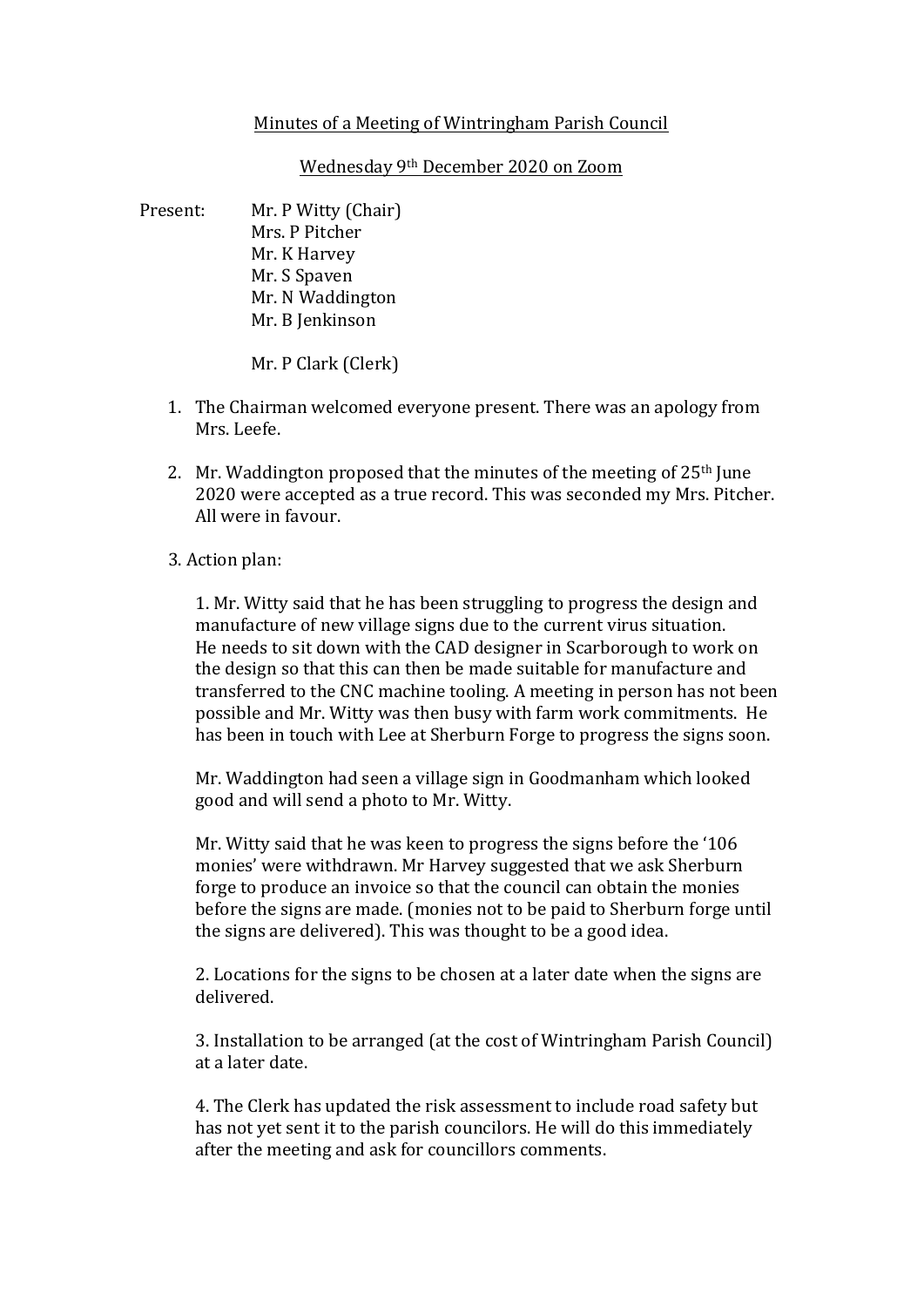Minutes of a Meeting of Wintringham Parish Council

Wednesday 9th December 2020 on Zoom

Present: Mr. P Witty (Chair)
Mrs. P Pitcher
Mr. K Harvey
Mr. S Spaven
Mr. N Waddington
Mr. B Jenkinson

Mr. P Clark (Clerk)

1. The Chairman welcomed everyone present. There was an apology from Mrs. Leefe.

2. Mr. Waddington proposed that the minutes of the meeting of 25th June 2020 were accepted as a true record. This was seconded my Mrs. Pitcher. All were in favour.

3. Action plan:

   1. Mr. Witty said that he has been struggling to progress the design and manufacture of new village signs due to the current virus situation. He needs to sit down with the CAD designer in Scarborough to work on the design so that this can then be made suitable for manufacture and transferred to the CNC machine tooling. A meeting in person has not been possible and Mr. Witty was then busy with farm work commitments. He has been in touch with Lee at Sherburn Forge to progress the signs soon.

   Mr. Waddington had seen a village sign in Goodmanham which looked good and will send a photo to Mr. Witty.

   Mr. Witty said that he was keen to progress the signs before the '106 monies' were withdrawn. Mr Harvey suggested that we ask Sherburn forge to produce an invoice so that the council can obtain the monies before the signs are made. (monies not to be paid to Sherburn forge until the signs are delivered). This was thought to be a good idea.

   2. Locations for the signs to be chosen at a later date when the signs are delivered.

   3. Installation to be arranged (at the cost of Wintringham Parish Council) at a later date.

   4. The Clerk has updated the risk assessment to include road safety but has not yet sent it to the parish councilors. He will do this immediately after the meeting and ask for councillors comments.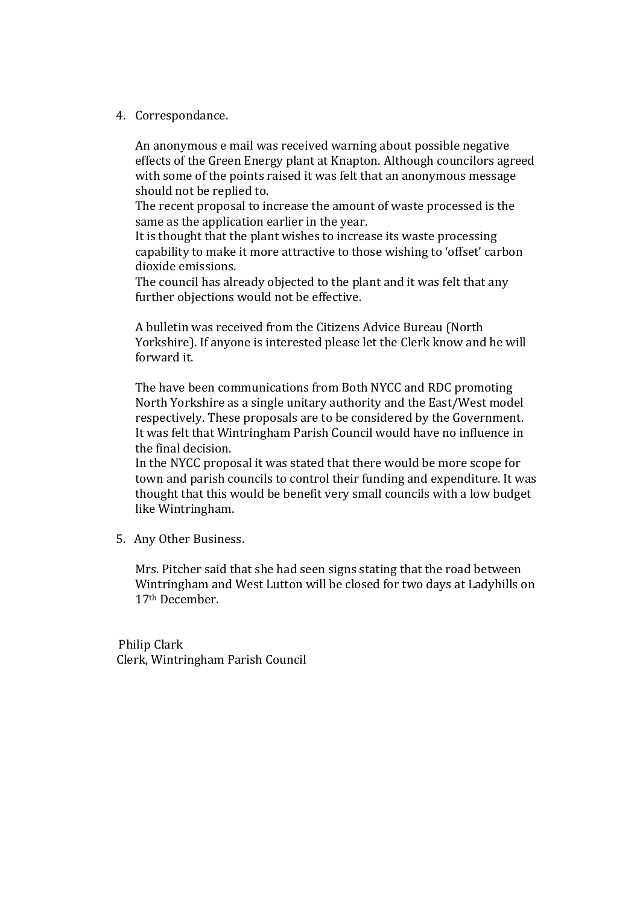4. Correspondance.

   An anonymous e mail was received warning about possible negative effects of the Green Energy plant at Knapton. Although councilors agreed with some of the points raised it was felt that an anonymous message should not be replied to.
   The recent proposal to increase the amount of waste processed is the same as the application earlier in the year.
   It is thought that the plant wishes to increase its waste processing capability to make it more attractive to those wishing to 'offset' carbon dioxide emissions.
   The council has already objected to the plant and it was felt that any further objections would not be effective.

   A bulletin was received from the Citizens Advice Bureau (North Yorkshire). If anyone is interested please let the Clerk know and he will forward it.

   The have been communications from Both NYCC and RDC promoting North Yorkshire as a single unitary authority and the East/West model respectively. These proposals are to be considered by the Government. It was felt that Wintringham Parish Council would have no influence in the final decision.
   In the NYCC proposal it was stated that there would be more scope for town and parish councils to control their funding and expenditure. It was thought that this would be benefit very small councils with a low budget like Wintringham.

5. Any Other Business.

   Mrs. Pitcher said that she had seen signs stating that the road between Wintringham and West Lutton will be closed for two days at Ladyhills on 17th December.

Philip Clark
Clerk, Wintringham Parish Council